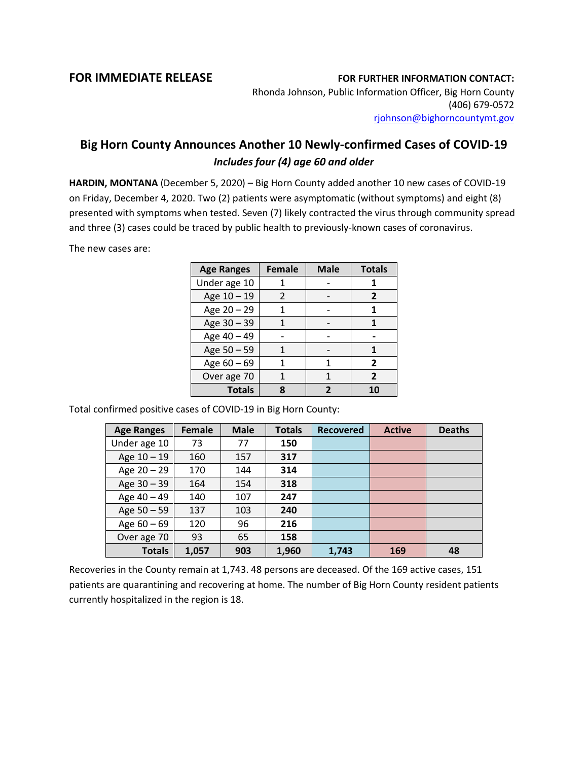**FOR IMMEDIATE RELEASE**

**FOR FURTHER INFORMATION CONTACT:**
Rhonda Johnson, Public Information Officer, Big Horn County
(406) 679-0572
rjohnson@bighorncountymt.gov

## Big Horn County Announces Another 10 Newly-confirmed Cases of COVID-19

***Includes four (4) age 60 and older***

**HARDIN, MONTANA** (December 5, 2020) – Big Horn County added another 10 new cases of COVID-19 on Friday, December 4, 2020. Two (2) patients were asymptomatic (without symptoms) and eight (8) presented with symptoms when tested. Seven (7) likely contracted the virus through community spread and three (3) cases could be traced by public health to previously-known cases of coronavirus.

The new cases are:

| Age Ranges | Female | Male | Totals |
|---|---|---|---|
| Under age 10 | 1 | - | **1** |
| Age 10 – 19 | 2 | - | **2** |
| Age 20 – 29 | 1 | - | **1** |
| Age 30 – 39 | 1 | - | **1** |
| Age 40 – 49 | - | - | **-** |
| Age 50 – 59 | 1 | - | **1** |
| Age 60 – 69 | 1 | 1 | **2** |
| Over age 70 | 1 | 1 | **2** |
| **Totals** | **8** | **2** | **10** |

Total confirmed positive cases of COVID-19 in Big Horn County:

| Age Ranges | Female | Male | Totals | Recovered | Active | Deaths |
|---|---|---|---|---|---|---|
| Under age 10 | 73 | 77 | **150** | | | |
| Age 10 – 19 | 160 | 157 | **317** | | | |
| Age 20 – 29 | 170 | 144 | **314** | | | |
| Age 30 – 39 | 164 | 154 | **318** | | | |
| Age 40 – 49 | 140 | 107 | **247** | | | |
| Age 50 – 59 | 137 | 103 | **240** | | | |
| Age 60 – 69 | 120 | 96 | **216** | | | |
| Over age 70 | 93 | 65 | **158** | | | |
| **Totals** | **1,057** | **903** | **1,960** | **1,743** | **169** | **48** |

Recoveries in the County remain at 1,743. 48 persons are deceased. Of the 169 active cases, 151 patients are quarantining and recovering at home. The number of Big Horn County resident patients currently hospitalized in the region is 18.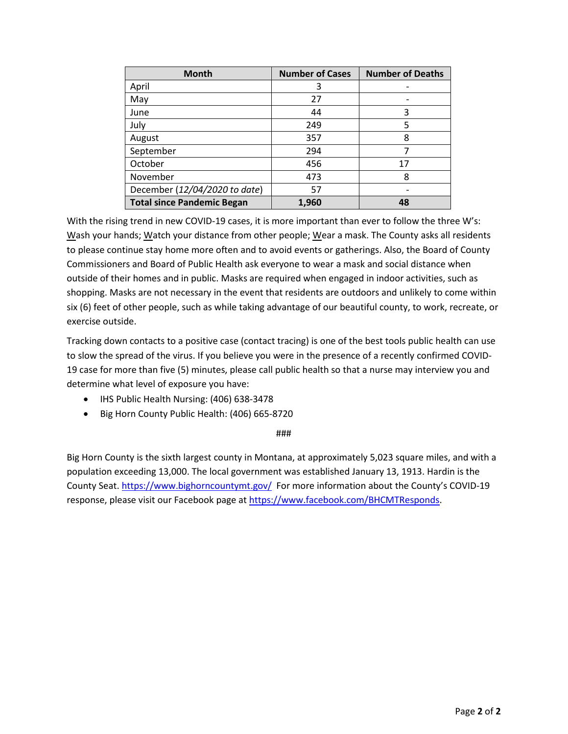| Month | Number of Cases | Number of Deaths |
|---|---|---|
| April | 3 | - |
| May | 27 | - |
| June | 44 | 3 |
| July | 249 | 5 |
| August | 357 | 8 |
| September | 294 | 7 |
| October | 456 | 17 |
| November | 473 | 8 |
| December (*12/04/2020 to date*) | 57 | - |
| **Total since Pandemic Began** | **1,960** | **48** |

With the rising trend in new COVID-19 cases, it is more important than ever to follow the three W's: Wash your hands; Watch your distance from other people; Wear a mask. The County asks all residents to please continue stay home more often and to avoid events or gatherings. Also, the Board of County Commissioners and Board of Public Health ask everyone to wear a mask and social distance when outside of their homes and in public. Masks are required when engaged in indoor activities, such as shopping. Masks are not necessary in the event that residents are outdoors and unlikely to come within six (6) feet of other people, such as while taking advantage of our beautiful county, to work, recreate, or exercise outside.

Tracking down contacts to a positive case (contact tracing) is one of the best tools public health can use to slow the spread of the virus. If you believe you were in the presence of a recently confirmed COVID-19 case for more than five (5) minutes, please call public health so that a nurse may interview you and determine what level of exposure you have:

- IHS Public Health Nursing: (406) 638-3478
- Big Horn County Public Health: (406) 665-8720

###

Big Horn County is the sixth largest county in Montana, at approximately 5,023 square miles, and with a population exceeding 13,000. The local government was established January 13, 1913. Hardin is the County Seat. https://www.bighorncountymt.gov/ For more information about the County's COVID-19 response, please visit our Facebook page at https://www.facebook.com/BHCMTResponds.